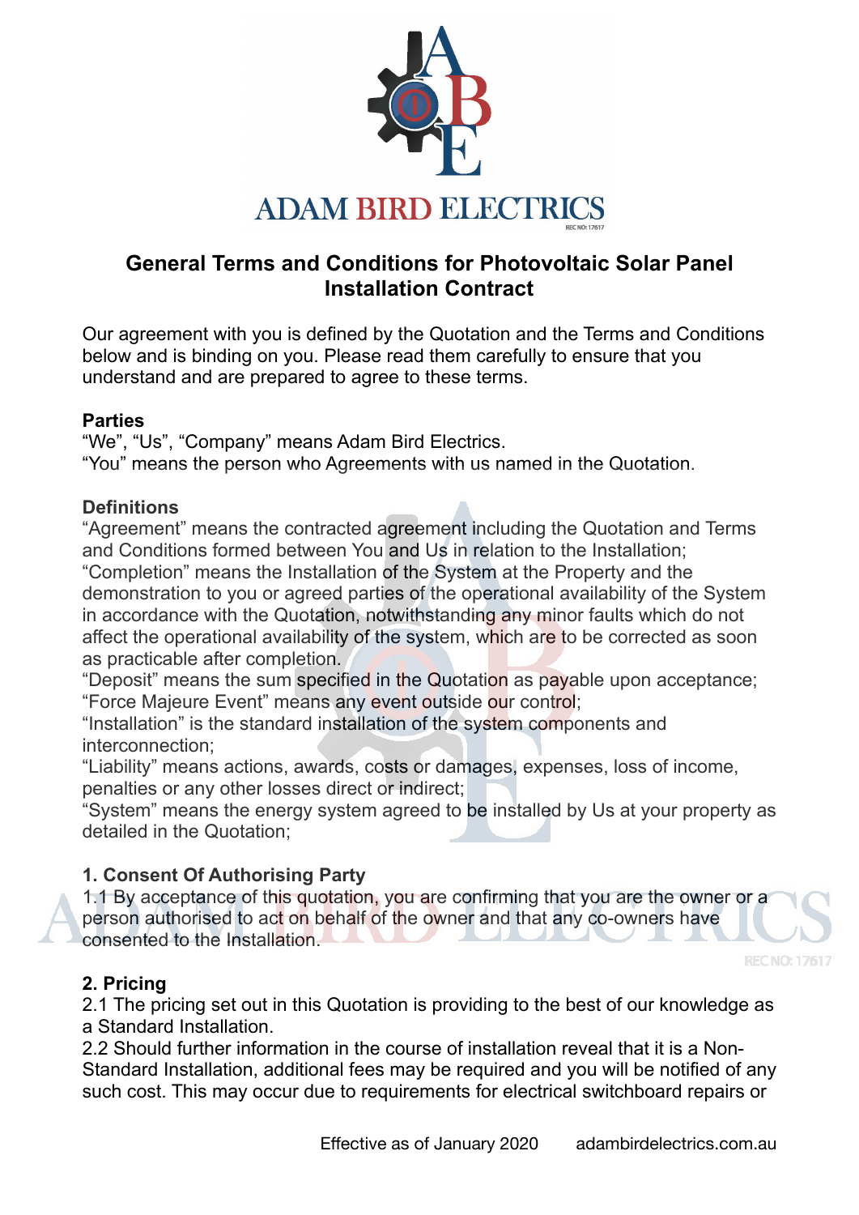ADAM BIRD ELECTRICS

REC NO: 17617

# General Terms and Conditions for Photovoltaic Solar Panel Installation Contract

Our agreement with you is defined by the Quotation and the Terms and Conditions below and is binding on you. Please read them carefully to ensure that you understand and are prepared to agree to these terms.

**Parties**

"We", "Us", "Company" means Adam Bird Electrics.
"You" means the person who Agreements with us named in the Quotation.

**Definitions**

"Agreement" means the contracted agreement including the Quotation and Terms and Conditions formed between You and Us in relation to the Installation;
"Completion" means the Installation of the System at the Property and the demonstration to you or agreed parties of the operational availability of the System in accordance with the Quotation, notwithstanding any minor faults which do not affect the operational availability of the system, which are to be corrected as soon as practicable after completion.
"Deposit" means the sum specified in the Quotation as payable upon acceptance;
"Force Majeure Event" means any event outside our control;
"Installation" is the standard installation of the system components and interconnection;
"Liability" means actions, awards, costs or damages, expenses, loss of income, penalties or any other losses direct or indirect;
"System" means the energy system agreed to be installed by Us at your property as detailed in the Quotation;

**1. Consent Of Authorising Party**

1.1 By acceptance of this quotation, you are confirming that you are the owner or a person authorised to act on behalf of the owner and that any co-owners have consented to the Installation.

**2. Pricing**

2.1 The pricing set out in this Quotation is providing to the best of our knowledge as a Standard Installation.

2.2 Should further information in the course of installation reveal that it is a Non-Standard Installation, additional fees may be required and you will be notified of any such cost. This may occur due to requirements for electrical switchboard repairs or

Effective as of January 2020 adambirdelectrics.com.au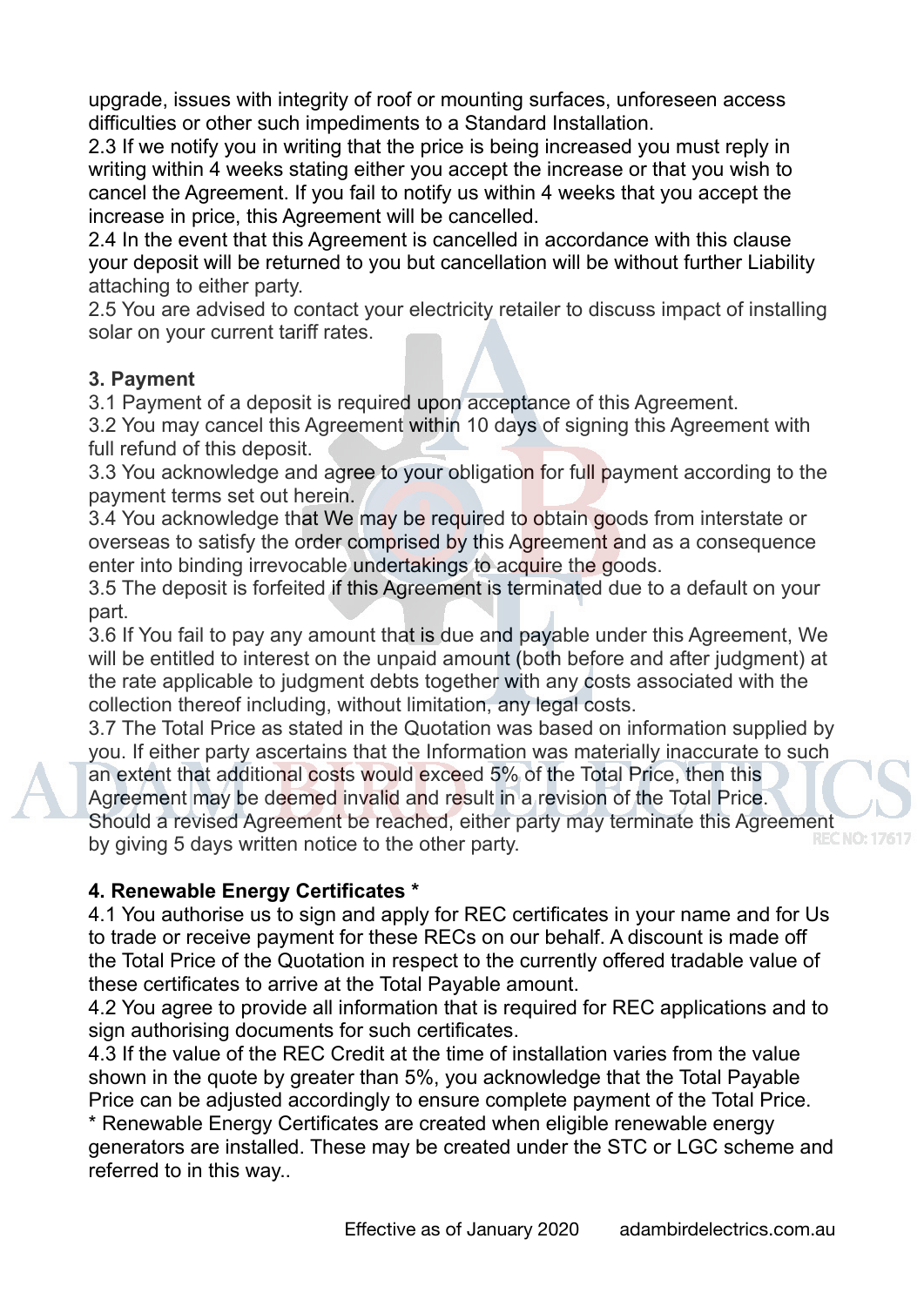upgrade, issues with integrity of roof or mounting surfaces, unforeseen access difficulties or other such impediments to a Standard Installation.

2.3 If we notify you in writing that the price is being increased you must reply in writing within 4 weeks stating either you accept the increase or that you wish to cancel the Agreement. If you fail to notify us within 4 weeks that you accept the increase in price, this Agreement will be cancelled.

2.4 In the event that this Agreement is cancelled in accordance with this clause your deposit will be returned to you but cancellation will be without further Liability attaching to either party.

2.5 You are advised to contact your electricity retailer to discuss impact of installing solar on your current tariff rates.

**3. Payment**

3.1 Payment of a deposit is required upon acceptance of this Agreement.

3.2 You may cancel this Agreement within 10 days of signing this Agreement with full refund of this deposit.

3.3 You acknowledge and agree to your obligation for full payment according to the payment terms set out herein.

3.4 You acknowledge that We may be required to obtain goods from interstate or overseas to satisfy the order comprised by this Agreement and as a consequence enter into binding irrevocable undertakings to acquire the goods.

3.5 The deposit is forfeited if this Agreement is terminated due to a default on your part.

3.6 If You fail to pay any amount that is due and payable under this Agreement, We will be entitled to interest on the unpaid amount (both before and after judgment) at the rate applicable to judgment debts together with any costs associated with the collection thereof including, without limitation, any legal costs.

3.7 The Total Price as stated in the Quotation was based on information supplied by you. If either party ascertains that the Information was materially inaccurate to such an extent that additional costs would exceed 5% of the Total Price, then this Agreement may be deemed invalid and result in a revision of the Total Price. Should a revised Agreement be reached, either party may terminate this Agreement by giving 5 days written notice to the other party.

**4. Renewable Energy Certificates ***

4.1 You authorise us to sign and apply for REC certificates in your name and for Us to trade or receive payment for these RECs on our behalf. A discount is made off the Total Price of the Quotation in respect to the currently offered tradable value of these certificates to arrive at the Total Payable amount.

4.2 You agree to provide all information that is required for REC applications and to sign authorising documents for such certificates.

4.3 If the value of the REC Credit at the time of installation varies from the value shown in the quote by greater than 5%, you acknowledge that the Total Payable Price can be adjusted accordingly to ensure complete payment of the Total Price.

* Renewable Energy Certificates are created when eligible renewable energy generators are installed. These may be created under the STC or LGC scheme and referred to in this way..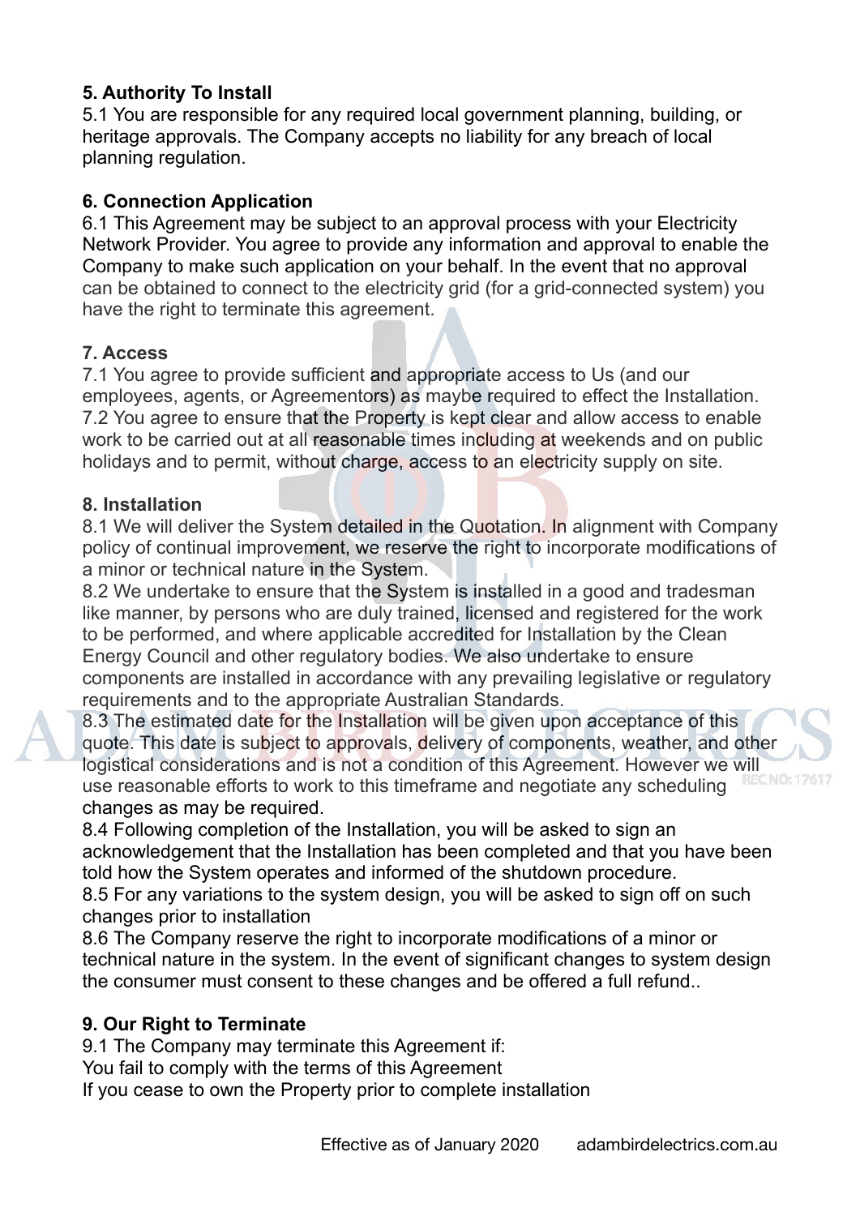## 5. Authority To Install

5.1 You are responsible for any required local government planning, building, or heritage approvals. The Company accepts no liability for any breach of local planning regulation.

## 6. Connection Application

6.1 This Agreement may be subject to an approval process with your Electricity Network Provider. You agree to provide any information and approval to enable the Company to make such application on your behalf. In the event that no approval can be obtained to connect to the electricity grid (for a grid-connected system) you have the right to terminate this agreement.

## 7. Access

7.1 You agree to provide sufficient and appropriate access to Us (and our employees, agents, or Agreementors) as maybe required to effect the Installation.
7.2 You agree to ensure that the Property is kept clear and allow access to enable work to be carried out at all reasonable times including at weekends and on public holidays and to permit, without charge, access to an electricity supply on site.

## 8. Installation

8.1 We will deliver the System detailed in the Quotation. In alignment with Company policy of continual improvement, we reserve the right to incorporate modifications of a minor or technical nature in the System.
8.2 We undertake to ensure that the System is installed in a good and tradesman like manner, by persons who are duly trained, licensed and registered for the work to be performed, and where applicable accredited for Installation by the Clean Energy Council and other regulatory bodies. We also undertake to ensure components are installed in accordance with any prevailing legislative or regulatory requirements and to the appropriate Australian Standards.
8.3 The estimated date for the Installation will be given upon acceptance of this quote. This date is subject to approvals, delivery of components, weather, and other logistical considerations and is not a condition of this Agreement. However we will use reasonable efforts to work to this timeframe and negotiate any scheduling changes as may be required.
8.4 Following completion of the Installation, you will be asked to sign an acknowledgement that the Installation has been completed and that you have been told how the System operates and informed of the shutdown procedure.
8.5 For any variations to the system design, you will be asked to sign off on such changes prior to installation
8.6 The Company reserve the right to incorporate modifications of a minor or technical nature in the system. In the event of significant changes to system design the consumer must consent to these changes and be offered a full refund..

## 9. Our Right to Terminate

9.1 The Company may terminate this Agreement if:
You fail to comply with the terms of this Agreement
If you cease to own the Property prior to complete installation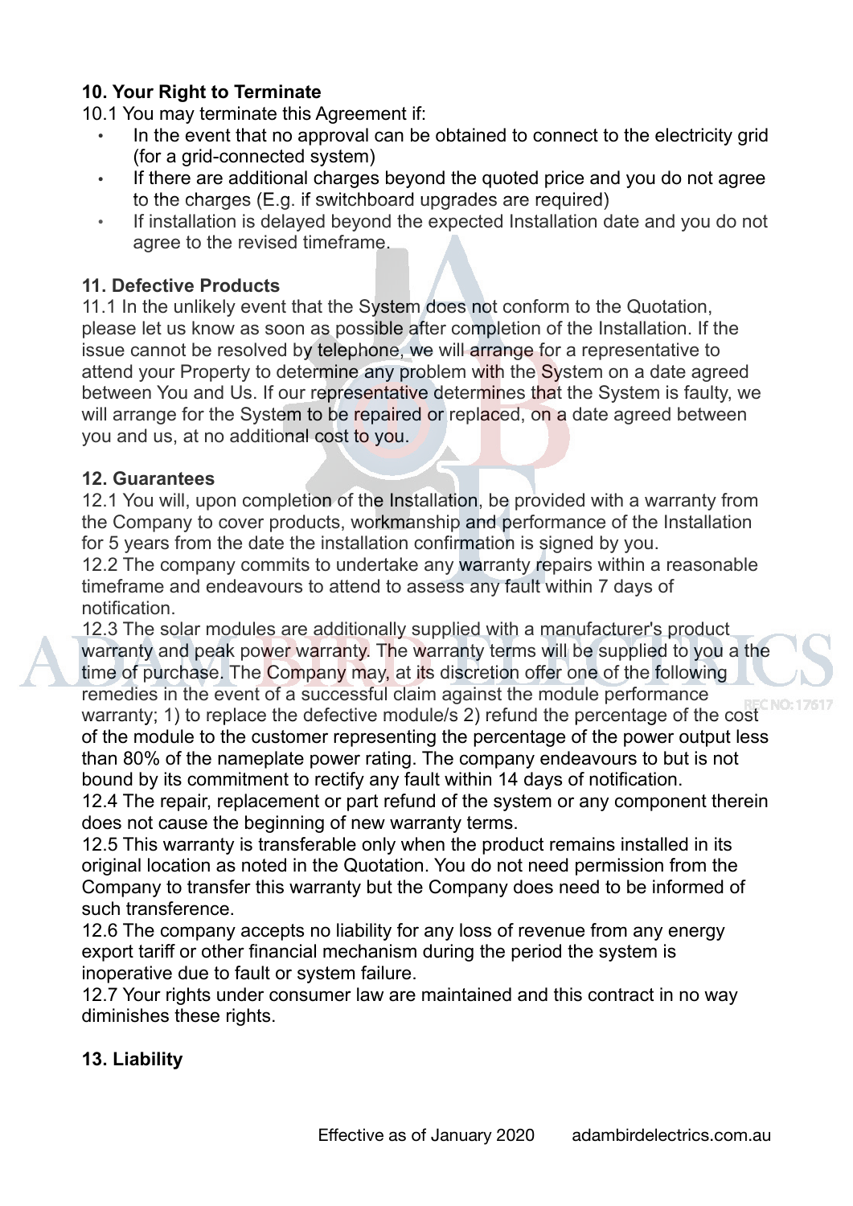**10. Your Right to Terminate**

10.1 You may terminate this Agreement if:

- In the event that no approval can be obtained to connect to the electricity grid (for a grid-connected system)
- If there are additional charges beyond the quoted price and you do not agree to the charges (E.g. if switchboard upgrades are required)
- If installation is delayed beyond the expected Installation date and you do not agree to the revised timeframe.

**11. Defective Products**

11.1 In the unlikely event that the System does not conform to the Quotation, please let us know as soon as possible after completion of the Installation. If the issue cannot be resolved by telephone, we will arrange for a representative to attend your Property to determine any problem with the System on a date agreed between You and Us. If our representative determines that the System is faulty, we will arrange for the System to be repaired or replaced, on a date agreed between you and us, at no additional cost to you.

**12. Guarantees**

12.1 You will, upon completion of the Installation, be provided with a warranty from the Company to cover products, workmanship and performance of the Installation for 5 years from the date the installation confirmation is signed by you.
12.2 The company commits to undertake any warranty repairs within a reasonable timeframe and endeavours to attend to assess any fault within 7 days of notification.
12.3 The solar modules are additionally supplied with a manufacturer's product warranty and peak power warranty. The warranty terms will be supplied to you a the time of purchase. The Company may, at its discretion offer one of the following remedies in the event of a successful claim against the module performance warranty; 1) to replace the defective module/s 2) refund the percentage of the cost of the module to the customer representing the percentage of the power output less than 80% of the nameplate power rating. The company endeavours to but is not bound by its commitment to rectify any fault within 14 days of notification.
12.4 The repair, replacement or part refund of the system or any component therein does not cause the beginning of new warranty terms.
12.5 This warranty is transferable only when the product remains installed in its original location as noted in the Quotation. You do not need permission from the Company to transfer this warranty but the Company does need to be informed of such transference.
12.6 The company accepts no liability for any loss of revenue from any energy export tariff or other financial mechanism during the period the system is inoperative due to fault or system failure.
12.7 Your rights under consumer law are maintained and this contract in no way diminishes these rights.

**13. Liability**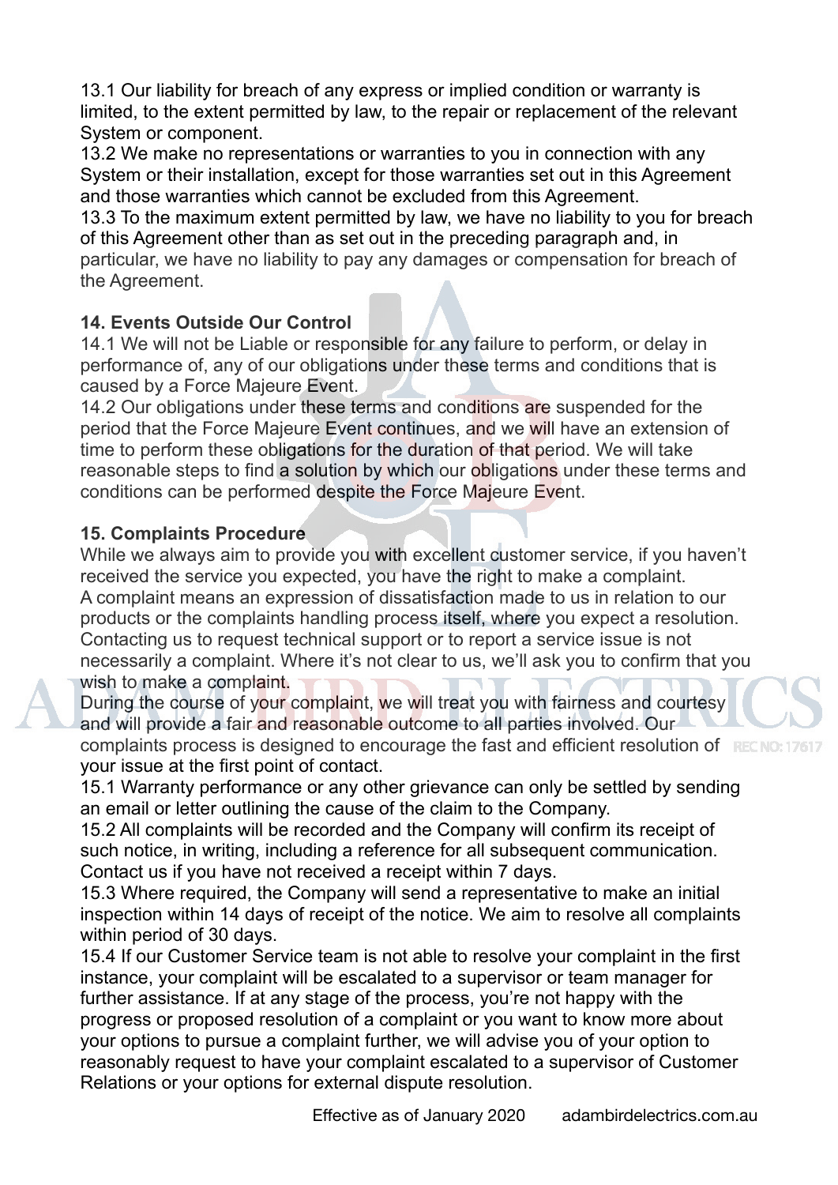13.1 Our liability for breach of any express or implied condition or warranty is limited, to the extent permitted by law, to the repair or replacement of the relevant System or component.
13.2 We make no representations or warranties to you in connection with any System or their installation, except for those warranties set out in this Agreement and those warranties which cannot be excluded from this Agreement.
13.3 To the maximum extent permitted by law, we have no liability to you for breach of this Agreement other than as set out in the preceding paragraph and, in particular, we have no liability to pay any damages or compensation for breach of the Agreement.

**14. Events Outside Our Control**
14.1 We will not be Liable or responsible for any failure to perform, or delay in performance of, any of our obligations under these terms and conditions that is caused by a Force Majeure Event.
14.2 Our obligations under these terms and conditions are suspended for the period that the Force Majeure Event continues, and we will have an extension of time to perform these obligations for the duration of that period. We will take reasonable steps to find a solution by which our obligations under these terms and conditions can be performed despite the Force Majeure Event.

**15. Complaints Procedure**
While we always aim to provide you with excellent customer service, if you haven't received the service you expected, you have the right to make a complaint.
A complaint means an expression of dissatisfaction made to us in relation to our products or the complaints handling process itself, where you expect a resolution. Contacting us to request technical support or to report a service issue is not necessarily a complaint. Where it's not clear to us, we'll ask you to confirm that you wish to make a complaint.
During the course of your complaint, we will treat you with fairness and courtesy and will provide a fair and reasonable outcome to all parties involved. Our complaints process is designed to encourage the fast and efficient resolution of your issue at the first point of contact.
15.1 Warranty performance or any other grievance can only be settled by sending an email or letter outlining the cause of the claim to the Company.
15.2 All complaints will be recorded and the Company will confirm its receipt of such notice, in writing, including a reference for all subsequent communication. Contact us if you have not received a receipt within 7 days.
15.3 Where required, the Company will send a representative to make an initial inspection within 14 days of receipt of the notice. We aim to resolve all complaints within period of 30 days.
15.4 If our Customer Service team is not able to resolve your complaint in the first instance, your complaint will be escalated to a supervisor or team manager for further assistance. If at any stage of the process, you're not happy with the progress or proposed resolution of a complaint or you want to know more about your options to pursue a complaint further, we will advise you of your option to reasonably request to have your complaint escalated to a supervisor of Customer Relations or your options for external dispute resolution.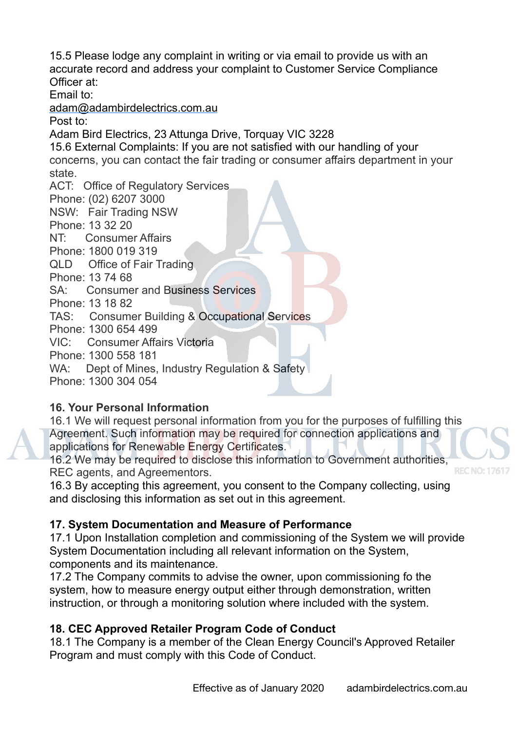15.5 Please lodge any complaint in writing or via email to provide us with an accurate record and address your complaint to Customer Service Compliance Officer at:

Email to:

adam@adambirdelectrics.com.au

Post to:

Adam Bird Electrics, 23 Attunga Drive, Torquay VIC 3228

15.6 External Complaints: If you are not satisfied with our handling of your concerns, you can contact the fair trading or consumer affairs department in your state.

ACT: Office of Regulatory Services
Phone: (02) 6207 3000

NSW: Fair Trading NSW
Phone: 13 32 20

NT: Consumer Affairs
Phone: 1800 019 319

QLD Office of Fair Trading
Phone: 13 74 68

SA: Consumer and Business Services
Phone: 13 18 82

TAS: Consumer Building & Occupational Services
Phone: 1300 654 499

VIC: Consumer Affairs Victoria
Phone: 1300 558 181

WA: Dept of Mines, Industry Regulation & Safety
Phone: 1300 304 054

### 16. Your Personal Information

16.1 We will request personal information from you for the purposes of fulfilling this Agreement. Such information may be required for connection applications and applications for Renewable Energy Certificates.

16.2 We may be required to disclose this information to Government authorities, REC agents, and Agreementors.

16.3 By accepting this agreement, you consent to the Company collecting, using and disclosing this information as set out in this agreement.

### 17. System Documentation and Measure of Performance

17.1 Upon Installation completion and commissioning of the System we will provide System Documentation including all relevant information on the System, components and its maintenance.

17.2 The Company commits to advise the owner, upon commissioning fo the system, how to measure energy output either through demonstration, written instruction, or through a monitoring solution where included with the system.

### 18. CEC Approved Retailer Program Code of Conduct

18.1 The Company is a member of the Clean Energy Council's Approved Retailer Program and must comply with this Code of Conduct.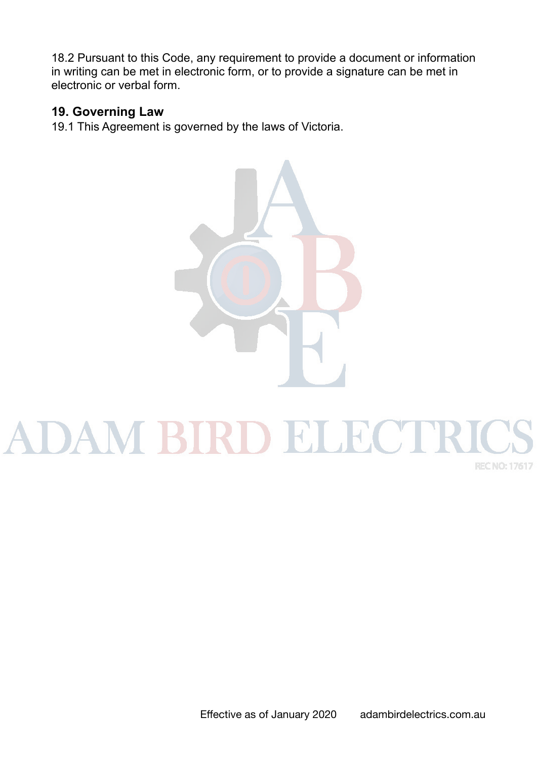18.2 Pursuant to this Code, any requirement to provide a document or information in writing can be met in electronic form, or to provide a signature can be met in electronic or verbal form.

## 19. Governing Law

19.1 This Agreement is governed by the laws of Victoria.